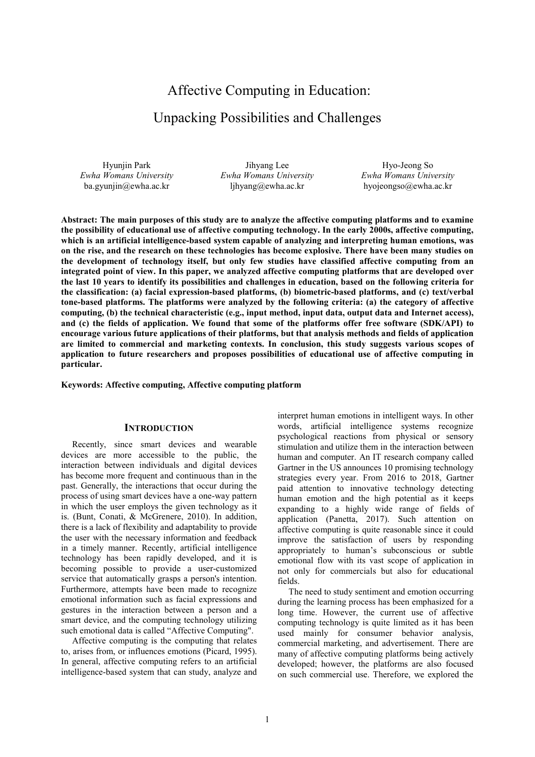# Affective Computing in Education:

# Unpacking Possibilities and Challenges

Hyunjin Park
*Ewha Womans University*
ba.gyunjin@ewha.ac.kr

Jihyang Lee
*Ewha Womans University*
ljhyang@ewha.ac.kr

Hyo-Jeong So
*Ewha Womans University*
hyojeongso@ewha.ac.kr

**Abstract: The main purposes of this study are to analyze the affective computing platforms and to examine the possibility of educational use of affective computing technology. In the early 2000s, affective computing, which is an artificial intelligence-based system capable of analyzing and interpreting human emotions, was on the rise, and the research on these technologies has become explosive. There have been many studies on the development of technology itself, but only few studies have classified affective computing from an integrated point of view. In this paper, we analyzed affective computing platforms that are developed over the last 10 years to identify its possibilities and challenges in education, based on the following criteria for the classification: (a) facial expression-based platforms, (b) biometric-based platforms, and (c) text/verbal tone-based platforms. The platforms were analyzed by the following criteria: (a) the category of affective computing, (b) the technical characteristic (e.g., input method, input data, output data and Internet access), and (c) the fields of application. We found that some of the platforms offer free software (SDK/API) to encourage various future applications of their platforms, but that analysis methods and fields of application are limited to commercial and marketing contexts. In conclusion, this study suggests various scopes of application to future researchers and proposes possibilities of educational use of affective computing in particular.**

**Keywords: Affective computing, Affective computing platform**

## INTRODUCTION

Recently, since smart devices and wearable devices are more accessible to the public, the interaction between individuals and digital devices has become more frequent and continuous than in the past. Generally, the interactions that occur during the process of using smart devices have a one-way pattern in which the user employs the given technology as it is. (Bunt, Conati, & McGrenere, 2010). In addition, there is a lack of flexibility and adaptability to provide the user with the necessary information and feedback in a timely manner. Recently, artificial intelligence technology has been rapidly developed, and it is becoming possible to provide a user-customized service that automatically grasps a person's intention. Furthermore, attempts have been made to recognize emotional information such as facial expressions and gestures in the interaction between a person and a smart device, and the computing technology utilizing such emotional data is called "Affective Computing".

Affective computing is the computing that relates to, arises from, or influences emotions (Picard, 1995). In general, affective computing refers to an artificial intelligence-based system that can study, analyze and interpret human emotions in intelligent ways. In other words, artificial intelligence systems recognize psychological reactions from physical or sensory stimulation and utilize them in the interaction between human and computer. An IT research company called Gartner in the US announces 10 promising technology strategies every year. From 2016 to 2018, Gartner paid attention to innovative technology detecting human emotion and the high potential as it keeps expanding to a highly wide range of fields of application (Panetta, 2017). Such attention on affective computing is quite reasonable since it could improve the satisfaction of users by responding appropriately to human's subconscious or subtle emotional flow with its vast scope of application in not only for commercials but also for educational fields.

The need to study sentiment and emotion occurring during the learning process has been emphasized for a long time. However, the current use of affective computing technology is quite limited as it has been used mainly for consumer behavior analysis, commercial marketing, and advertisement. There are many of affective computing platforms being actively developed; however, the platforms are also focused on such commercial use. Therefore, we explored the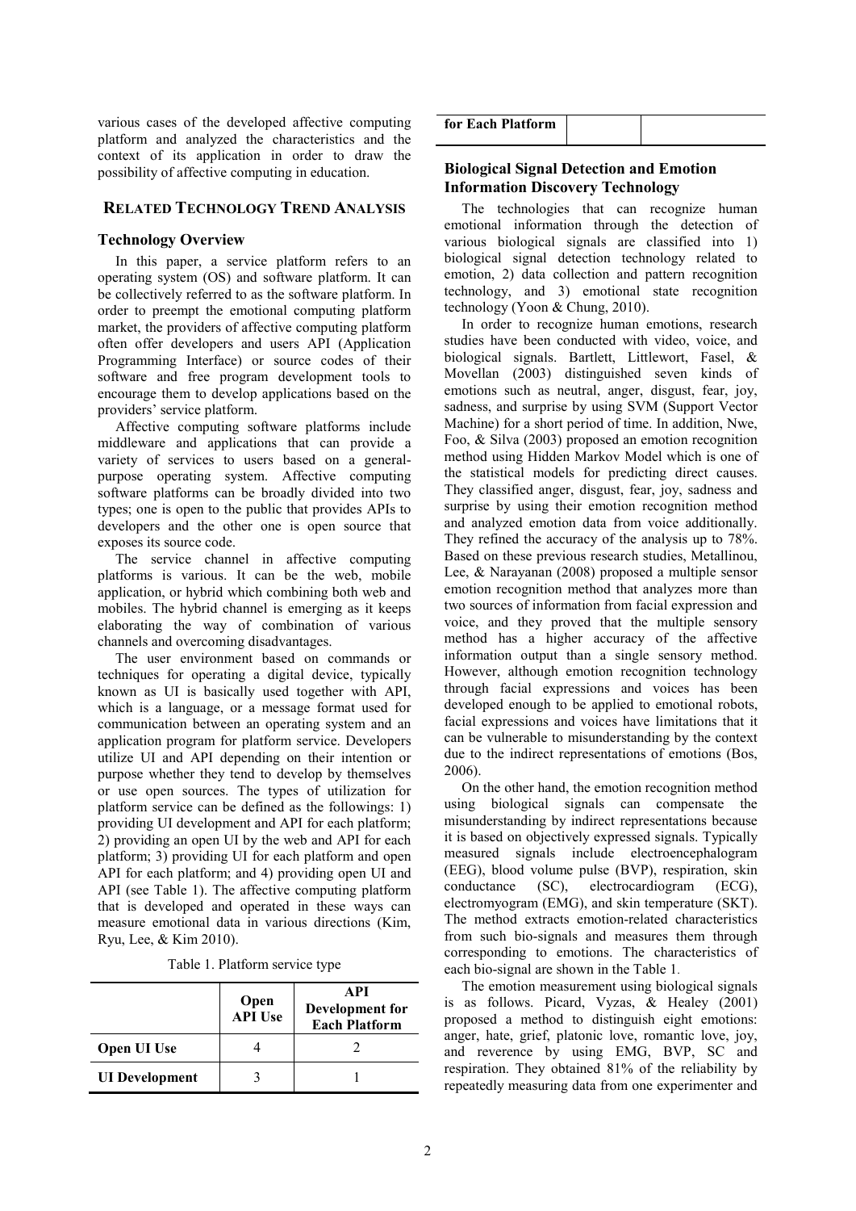various cases of the developed affective computing platform and analyzed the characteristics and the context of its application in order to draw the possibility of affective computing in education.

## RELATED TECHNOLOGY TREND ANALYSIS

### Technology Overview

In this paper, a service platform refers to an operating system (OS) and software platform. It can be collectively referred to as the software platform. In order to preempt the emotional computing platform market, the providers of affective computing platform often offer developers and users API (Application Programming Interface) or source codes of their software and free program development tools to encourage them to develop applications based on the providers' service platform.

Affective computing software platforms include middleware and applications that can provide a variety of services to users based on a general-purpose operating system. Affective computing software platforms can be broadly divided into two types; one is open to the public that provides APIs to developers and the other one is open source that exposes its source code.

The service channel in affective computing platforms is various. It can be the web, mobile application, or hybrid which combining both web and mobiles. The hybrid channel is emerging as it keeps elaborating the way of combination of various channels and overcoming disadvantages.

The user environment based on commands or techniques for operating a digital device, typically known as UI is basically used together with API, which is a language, or a message format used for communication between an operating system and an application program for platform service. Developers utilize UI and API depending on their intention or purpose whether they tend to develop by themselves or use open sources. The types of utilization for platform service can be defined as the followings: 1) providing UI development and API for each platform; 2) providing an open UI by the web and API for each platform; 3) providing UI for each platform and open API for each platform; and 4) providing open UI and API (see Table 1). The affective computing platform that is developed and operated in these ways can measure emotional data in various directions (Kim, Ryu, Lee, & Kim 2010).

Table 1. Platform service type

| | Open API Use | API Development for Each Platform |
|---|---|---|
| **Open UI Use** | 4 | 2 |
| **UI Development for Each Platform** | 3 | 1 |

### Biological Signal Detection and Emotion Information Discovery Technology

The technologies that can recognize human emotional information through the detection of various biological signals are classified into 1) biological signal detection technology related to emotion, 2) data collection and pattern recognition technology, and 3) emotional state recognition technology (Yoon & Chung, 2010).

In order to recognize human emotions, research studies have been conducted with video, voice, and biological signals. Bartlett, Littlewort, Fasel, & Movellan (2003) distinguished seven kinds of emotions such as neutral, anger, disgust, fear, joy, sadness, and surprise by using SVM (Support Vector Machine) for a short period of time. In addition, Nwe, Foo, & Silva (2003) proposed an emotion recognition method using Hidden Markov Model which is one of the statistical models for predicting direct causes. They classified anger, disgust, fear, joy, sadness and surprise by using their emotion recognition method and analyzed emotion data from voice additionally. They refined the accuracy of the analysis up to 78%. Based on these previous research studies, Metallinou, Lee, & Narayanan (2008) proposed a multiple sensor emotion recognition method that analyzes more than two sources of information from facial expression and voice, and they proved that the multiple sensory method has a higher accuracy of the affective information output than a single sensory method. However, although emotion recognition technology through facial expressions and voices has been developed enough to be applied to emotional robots, facial expressions and voices have limitations that it can be vulnerable to misunderstanding by the context due to the indirect representations of emotions (Bos, 2006).

On the other hand, the emotion recognition method using biological signals can compensate the misunderstanding by indirect representations because it is based on objectively expressed signals. Typically measured signals include electroencephalogram (EEG), blood volume pulse (BVP), respiration, skin conductance (SC), electrocardiogram (ECG), electromyogram (EMG), and skin temperature (SKT). The method extracts emotion-related characteristics from such bio-signals and measures them through corresponding to emotions. The characteristics of each bio-signal are shown in the Table 1.

The emotion measurement using biological signals is as follows. Picard, Vyzas, & Healey (2001) proposed a method to distinguish eight emotions: anger, hate, grief, platonic love, romantic love, joy, and reverence by using EMG, BVP, SC and respiration. They obtained 81% of the reliability by repeatedly measuring data from one experimenter and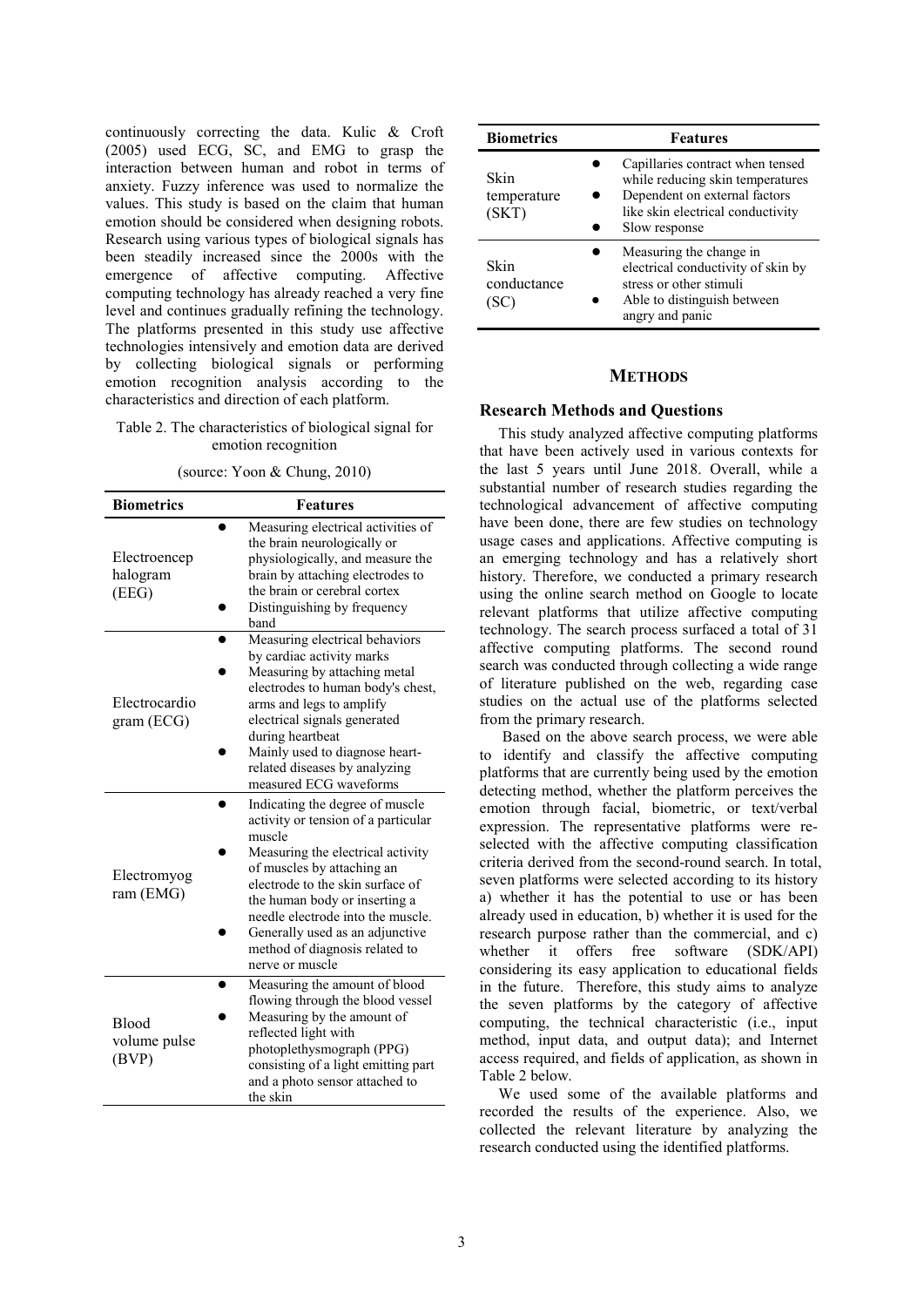continuously correcting the data. Kulic & Croft (2005) used ECG, SC, and EMG to grasp the interaction between human and robot in terms of anxiety. Fuzzy inference was used to normalize the values. This study is based on the claim that human emotion should be considered when designing robots. Research using various types of biological signals has been steadily increased since the 2000s with the emergence of affective computing. Affective computing technology has already reached a very fine level and continues gradually refining the technology. The platforms presented in this study use affective technologies intensively and emotion data are derived by collecting biological signals or performing emotion recognition analysis according to the characteristics and direction of each platform.

Table 2. The characteristics of biological signal for emotion recognition

(source: Yoon & Chung, 2010)

| Biometrics | Features |
|---|---|
| Electroencephalogram (EEG) | • Measuring electrical activities of the brain neurologically or physiologically, and measure the brain by attaching electrodes to the brain or cerebral cortex<br>• Distinguishing by frequency band |
| Electrocardiogram (ECG) | • Measuring electrical behaviors by cardiac activity marks<br>• Measuring by attaching metal electrodes to human body's chest, arms and legs to amplify electrical signals generated during heartbeat<br>• Mainly used to diagnose heart-related diseases by analyzing measured ECG waveforms |
| Electromyogram (EMG) | • Indicating the degree of muscle activity or tension of a particular muscle<br>• Measuring the electrical activity of muscles by attaching an electrode to the skin surface of the human body or inserting a needle electrode into the muscle.<br>• Generally used as an adjunctive method of diagnosis related to nerve or muscle |
| Blood volume pulse (BVP) | • Measuring the amount of blood flowing through the blood vessel<br>• Measuring by the amount of reflected light with photoplethysmograph (PPG) consisting of a light emitting part and a photo sensor attached to the skin |
| Skin temperature (SKT) | • Capillaries contract when tensed while reducing skin temperatures<br>• Dependent on external factors like skin electrical conductivity<br>• Slow response |
| Skin conductance (SC) | • Measuring the change in electrical conductivity of skin by stress or other stimuli<br>• Able to distinguish between angry and panic |

## METHODS

### Research Methods and Questions

This study analyzed affective computing platforms that have been actively used in various contexts for the last 5 years until June 2018. Overall, while a substantial number of research studies regarding the technological advancement of affective computing have been done, there are few studies on technology usage cases and applications. Affective computing is an emerging technology and has a relatively short history. Therefore, we conducted a primary research using the online search method on Google to locate relevant platforms that utilize affective computing technology. The search process surfaced a total of 31 affective computing platforms. The second round search was conducted through collecting a wide range of literature published on the web, regarding case studies on the actual use of the platforms selected from the primary research.

Based on the above search process, we were able to identify and classify the affective computing platforms that are currently being used by the emotion detecting method, whether the platform perceives the emotion through facial, biometric, or text/verbal expression. The representative platforms were re-selected with the affective computing classification criteria derived from the second-round search. In total, seven platforms were selected according to its history a) whether it has the potential to use or has been already used in education, b) whether it is used for the research purpose rather than the commercial, and c) whether it offers free software (SDK/API) considering its easy application to educational fields in the future. Therefore, this study aims to analyze the seven platforms by the category of affective computing, the technical characteristic (i.e., input method, input data, and output data); and Internet access required, and fields of application, as shown in Table 2 below.

We used some of the available platforms and recorded the results of the experience. Also, we collected the relevant literature by analyzing the research conducted using the identified platforms.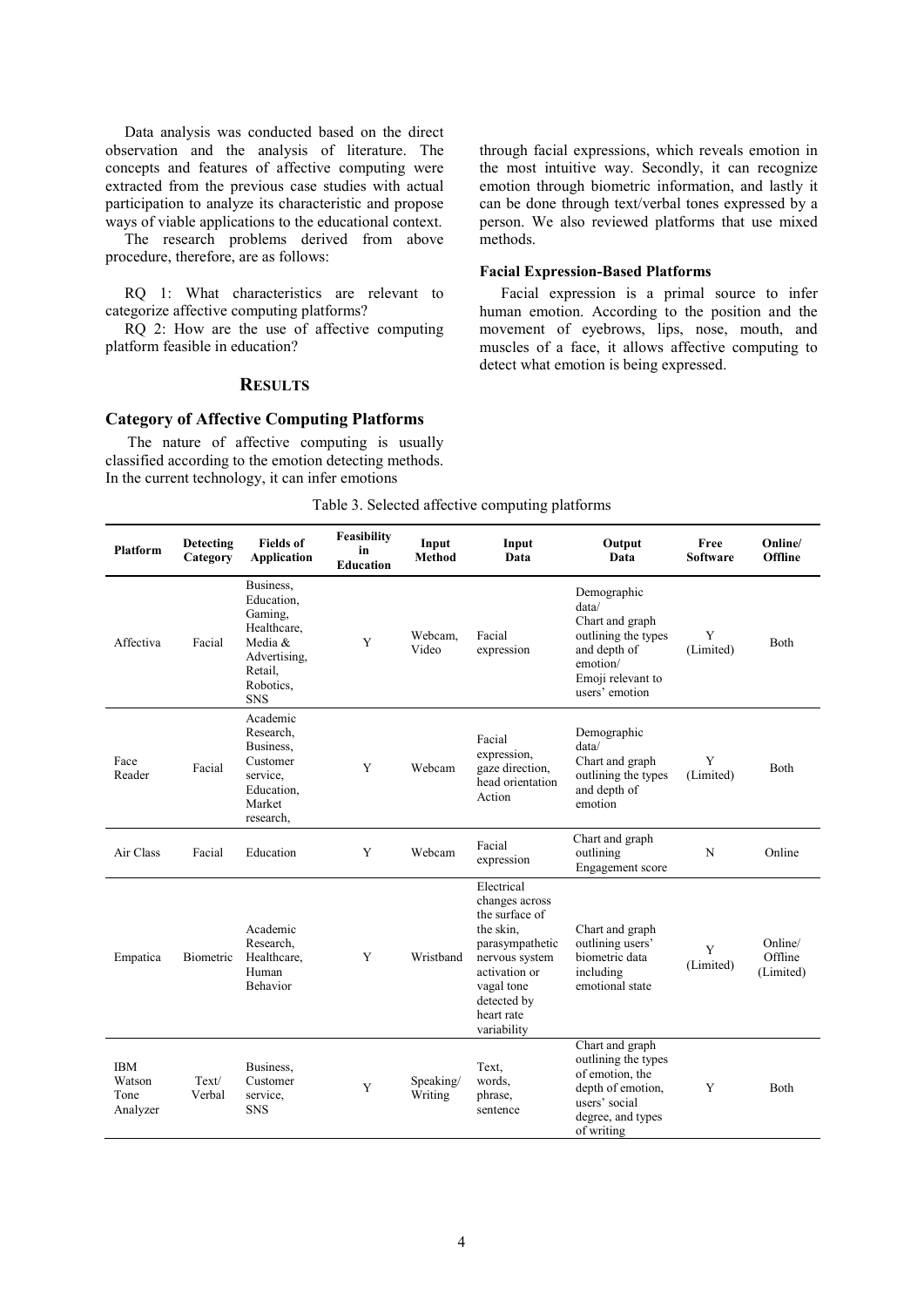Data analysis was conducted based on the direct observation and the analysis of literature. The concepts and features of affective computing were extracted from the previous case studies with actual participation to analyze its characteristic and propose ways of viable applications to the educational context.

The research problems derived from above procedure, therefore, are as follows:

RQ 1: What characteristics are relevant to categorize affective computing platforms?

RQ 2: How are the use of affective computing platform feasible in education?

## RESULTS

### Category of Affective Computing Platforms

The nature of affective computing is usually classified according to the emotion detecting methods. In the current technology, it can infer emotions through facial expressions, which reveals emotion in the most intuitive way. Secondly, it can recognize emotion through biometric information, and lastly it can be done through text/verbal tones expressed by a person. We also reviewed platforms that use mixed methods.

#### Facial Expression-Based Platforms

Facial expression is a primal source to infer human emotion. According to the position and the movement of eyebrows, lips, nose, mouth, and muscles of a face, it allows affective computing to detect what emotion is being expressed.

Table 3. Selected affective computing platforms

| Platform | Detecting Category | Fields of Application | Feasibility in Education | Input Method | Input Data | Output Data | Free Software | Online/ Offline |
|---|---|---|---|---|---|---|---|---|
| Affectiva | Facial | Business, Education, Gaming, Healthcare, Media & Advertising, Retail, Robotics, SNS | Y | Webcam, Video | Facial expression | Demographic data/ Chart and graph outlining the types and depth of emotion/ Emoji relevant to users' emotion | Y (Limited) | Both |
| Face Reader | Facial | Academic Research, Business, Customer service, Education, Market research, | Y | Webcam | Facial expression, gaze direction, head orientation Action | Demographic data/ Chart and graph outlining the types and depth of emotion | Y (Limited) | Both |
| Air Class | Facial | Education | Y | Webcam | Facial expression | Chart and graph outlining Engagement score | N | Online |
| Empatica | Biometric | Academic Research, Healthcare, Human Behavior | Y | Wristband | Electrical changes across the surface of the skin, parasympathetic nervous system activation or vagal tone detected by heart rate variability | Chart and graph outlining users' biometric data including emotional state | Y (Limited) | Online/ Offline (Limited) |
| IBM Watson Tone Analyzer | Text/ Verbal | Business, Customer service, SNS | Y | Speaking/ Writing | Text, words, phrase, sentence | Chart and graph outlining the types of emotion, the depth of emotion, users' social degree, and types of writing | Y | Both |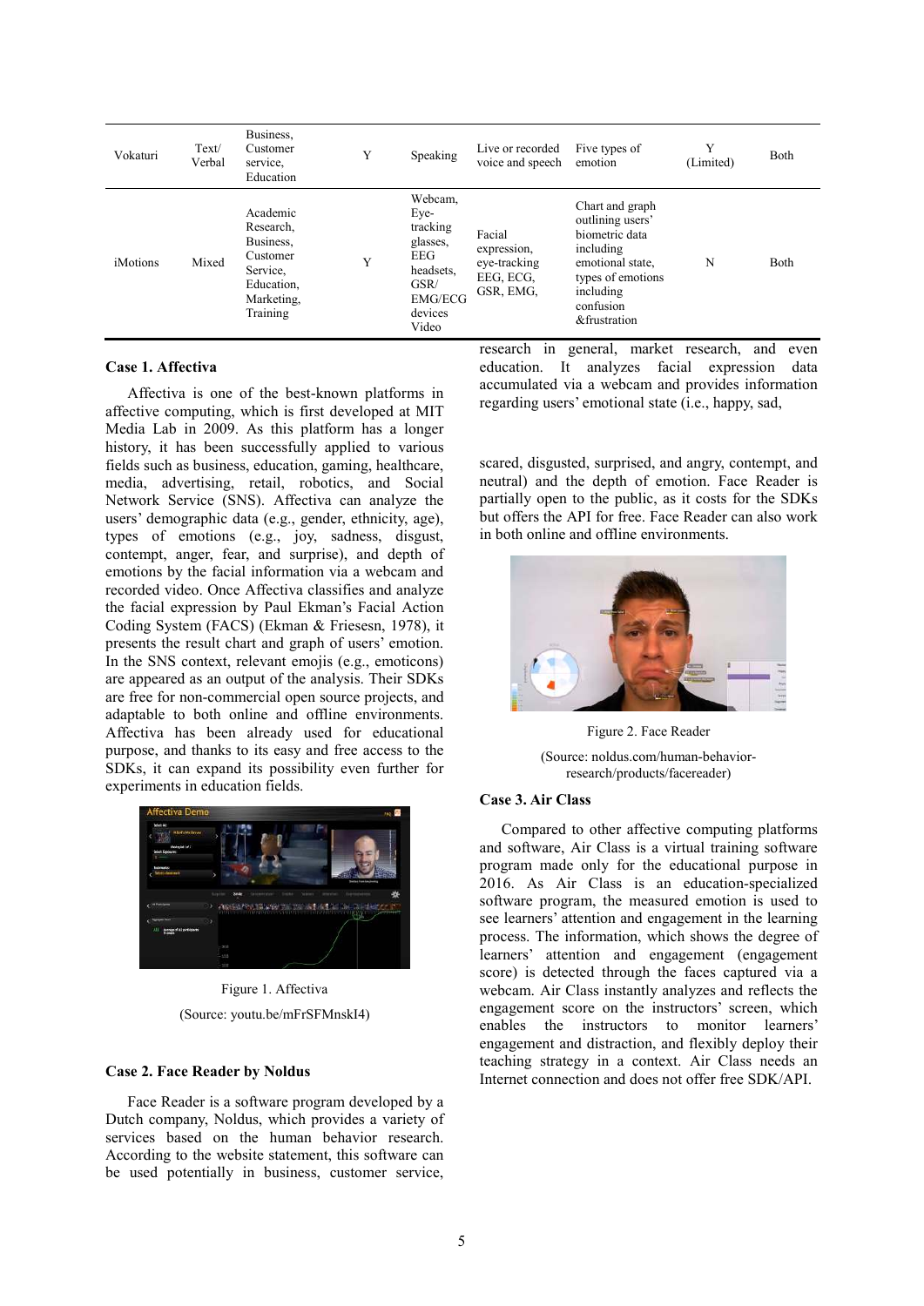| | | | | | | | | |
|---|---|---|---|---|---|---|---|---|
| Vokaturi | Text/ Verbal | Business, Customer service, Education | Y | Speaking | Live or recorded voice and speech | Five types of emotion | Y (Limited) | Both |
| iMotions | Mixed | Academic Research, Business, Customer Service, Education, Marketing, Training | Y | Webcam, Eye-tracking glasses, EEG headsets, GSR/ EMG/ECG devices Video | Facial expression, eye-tracking EEG, ECG, GSR, EMG, | Chart and graph outlining users' biometric data including emotional state, types of emotions including confusion &frustration | N | Both |

**Case 1. Affectiva**

Affectiva is one of the best-known platforms in affective computing, which is first developed at MIT Media Lab in 2009. As this platform has a longer history, it has been successfully applied to various fields such as business, education, gaming, healthcare, media, advertising, retail, robotics, and Social Network Service (SNS). Affectiva can analyze the users' demographic data (e.g., gender, ethnicity, age), types of emotions (e.g., joy, sadness, disgust, contempt, anger, fear, and surprise), and depth of emotions by the facial information via a webcam and recorded video. Once Affectiva classifies and analyze the facial expression by Paul Ekman's Facial Action Coding System (FACS) (Ekman & Friesesn, 1978), it presents the result chart and graph of users' emotion. In the SNS context, relevant emojis (e.g., emoticons) are appeared as an output of the analysis. Their SDKs are free for non-commercial open source projects, and adaptable to both online and offline environments. Affectiva has been already used for educational purpose, and thanks to its easy and free access to the SDKs, it can expand its possibility even further for experiments in education fields.

Figure 1. Affectiva

(Source: youtu.be/mFrSFMnskI4)

**Case 2. Face Reader by Noldus**

Face Reader is a software program developed by a Dutch company, Noldus, which provides a variety of services based on the human behavior research. According to the website statement, this software can be used potentially in business, customer service, research in general, market research, and even education. It analyzes facial expression data accumulated via a webcam and provides information regarding users' emotional state (i.e., happy, sad, scared, disgusted, surprised, and angry, contempt, and neutral) and the depth of emotion. Face Reader is partially open to the public, as it costs for the SDKs but offers the API for free. Face Reader can also work in both online and offline environments.

Figure 2. Face Reader

(Source: noldus.com/human-behavior-research/products/facereader)

**Case 3. Air Class**

Compared to other affective computing platforms and software, Air Class is a virtual training software program made only for the educational purpose in 2016. As Air Class is an education-specialized software program, the measured emotion is used to see learners' attention and engagement in the learning process. The information, which shows the degree of learners' attention and engagement (engagement score) is detected through the faces captured via a webcam. Air Class instantly analyzes and reflects the engagement score on the instructors' screen, which enables the instructors to monitor learners' engagement and distraction, and flexibly deploy their teaching strategy in a context. Air Class needs an Internet connection and does not offer free SDK/API.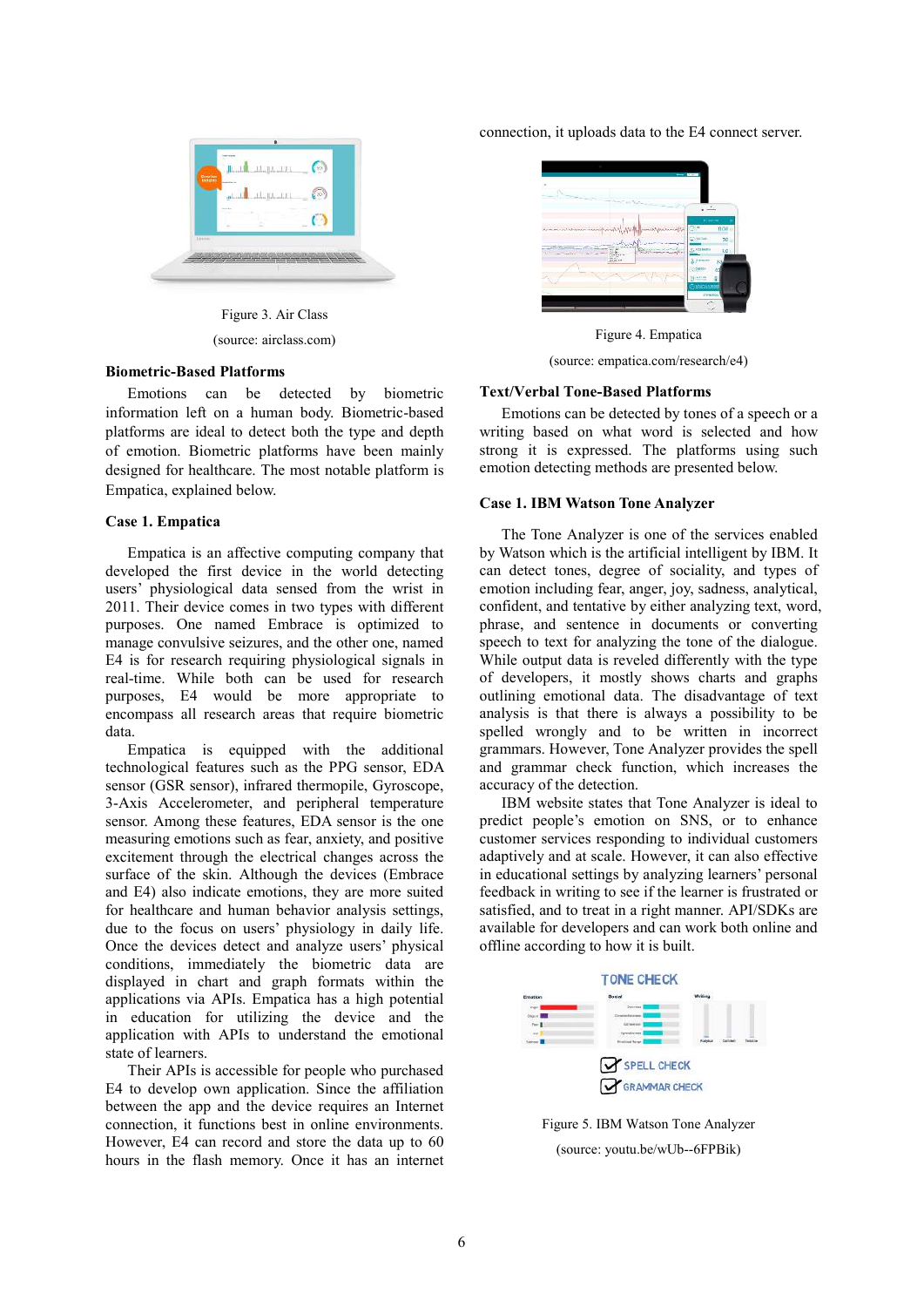Figure 3. Air Class

(source: airclass.com)

### Biometric-Based Platforms

Emotions can be detected by biometric information left on a human body. Biometric-based platforms are ideal to detect both the type and depth of emotion. Biometric platforms have been mainly designed for healthcare. The most notable platform is Empatica, explained below.

### Case 1. Empatica

Empatica is an affective computing company that developed the first device in the world detecting users' physiological data sensed from the wrist in 2011. Their device comes in two types with different purposes. One named Embrace is optimized to manage convulsive seizures, and the other one, named E4 is for research requiring physiological signals in real-time. While both can be used for research purposes, E4 would be more appropriate to encompass all research areas that require biometric data.

Empatica is equipped with the additional technological features such as the PPG sensor, EDA sensor (GSR sensor), infrared thermopile, Gyroscope, 3-Axis Accelerometer, and peripheral temperature sensor. Among these features, EDA sensor is the one measuring emotions such as fear, anxiety, and positive excitement through the electrical changes across the surface of the skin. Although the devices (Embrace and E4) also indicate emotions, they are more suited for healthcare and human behavior analysis settings, due to the focus on users' physiology in daily life. Once the devices detect and analyze users' physical conditions, immediately the biometric data are displayed in chart and graph formats within the applications via APIs. Empatica has a high potential in education for utilizing the device and the application with APIs to understand the emotional state of learners.

Their APIs is accessible for people who purchased E4 to develop own application. Since the affiliation between the app and the device requires an Internet connection, it functions best in online connection. However, E4 can record and store the data up to 60 hours in the flash memory. Once it has an internet connection, it uploads data to the E4 connect server.

Figure 4. Empatica

(source: empatica.com/research/e4)

### Text/Verbal Tone-Based Platforms

Emotions can be detected by tones of a speech or a writing based on what word is selected and how strong it is expressed. The platforms using such emotion detecting methods are presented below.

### Case 1. IBM Watson Tone Analyzer

The Tone Analyzer is one of the services enabled by Watson which is the artificial intelligent by IBM. It can detect tones, degree of sociality, and types of emotion including fear, anger, joy, sadness, analytical, confident, and tentative by either analyzing text, word, phrase, and sentence in documents or converting speech to text for analyzing the tone of the dialogue. While output data is reveled differently with the type of developers, it mostly shows charts and graphs outlining emotional data. The disadvantage of text analysis is that there is always a possibility to be spelled wrongly and to be written in incorrect grammars. However, Tone Analyzer provides the spell and grammar check function, which increases the accuracy of the detection.

IBM website states that Tone Analyzer is ideal to predict people's emotion on SNS, or to enhance customer services responding to individual customers adaptively and at scale. However, it can also effective in educational settings by analyzing learners' personal feedback in writing to see if the learner is frustrated or satisfied, and to treat in a right manner. API/SDKs are available for developers and can work both online and offline according to how it is built.

Figure 5. IBM Watson Tone Analyzer

(source: youtu.be/wUb--6FPBik)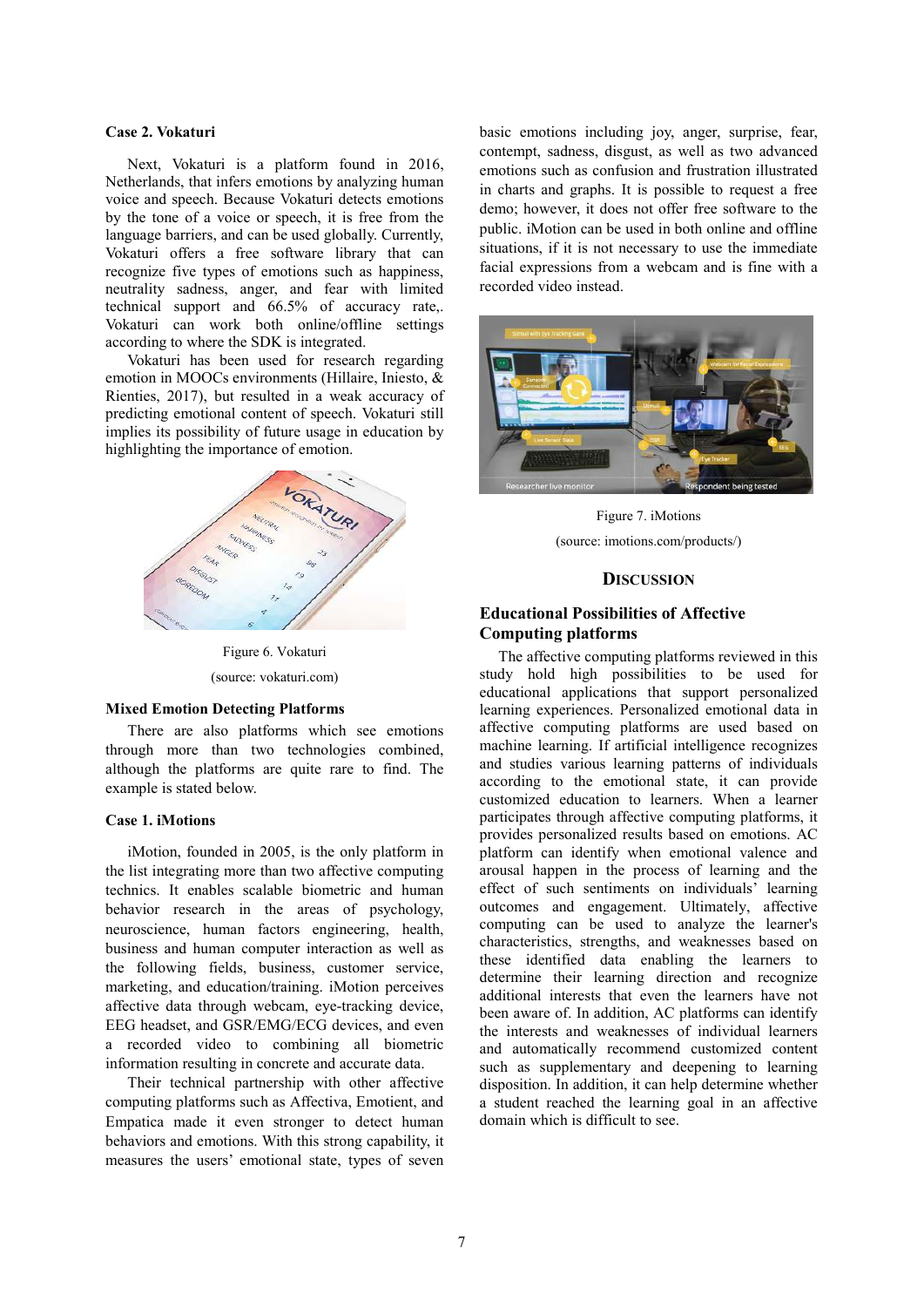### Case 2. Vokaturi

Next, Vokaturi is a platform found in 2016, Netherlands, that infers emotions by analyzing human voice and speech. Because Vokaturi detects emotions by the tone of a voice or speech, it is free from the language barriers, and can be used globally. Currently, Vokaturi offers a free software library that can recognize five types of emotions such as happiness, neutrality sadness, anger, and fear with limited technical support and 66.5% of accuracy rate,. Vokaturi can work both online/offline settings according to where the SDK is integrated.

Vokaturi has been used for research regarding emotion in MOOCs environments (Hillaire, Iniesto, & Rienties, 2017), but resulted in a weak accuracy of predicting emotional content of speech. Vokaturi still implies its possibility of future usage in education by highlighting the importance of emotion.

Figure 6. Vokaturi

(source: vokaturi.com)

### Mixed Emotion Detecting Platforms

There are also platforms which see emotions through more than two technologies combined, although the platforms are quite rare to find. The example is stated below.

### Case 1. iMotions

iMotion, founded in 2005, is the only platform in the list integrating more than two affective computing technics. It enables scalable biometric and human behavior research in the areas of psychology, neuroscience, human factors engineering, health, business and human computer interaction as well as the following fields, business, customer service, marketing, and education/training. iMotion perceives affective data through webcam, eye-tracking device, EEG headset, and GSR/EMG/ECG devices, and even a recorded video to combining all biometric information resulting in concrete and accurate data.

Their technical partnership with other affective computing platforms such as Affectiva, Emotient, and Empatica made it even stronger to detect human behaviors and emotions. With this strong capability, it measures the users' emotional state, types of seven basic emotions including joy, anger, surprise, fear, contempt, sadness, disgust, as well as two advanced emotions such as confusion and frustration illustrated in charts and graphs. It is possible to request a free demo; however, it does not offer free software to the public. iMotion can be used in both online and offline situations, if it is not necessary to use the immediate facial expressions from a webcam and is fine with a recorded video instead.

Figure 7. iMotions

(source: imotions.com/products/)

## DISCUSSION

### Educational Possibilities of Affective Computing platforms

The affective computing platforms reviewed in this study hold high possibilities to be used for educational applications that support personalized learning experiences. Personalized emotional data in affective computing platforms are used based on machine learning. If artificial intelligence recognizes and studies various learning patterns of individuals according to the emotional state, it can provide customized education to learners. When a learner participates through affective computing platforms, it provides personalized results based on emotions. AC platform can identify when emotional valence and arousal happen in the process of learning and the effect of such sentiments on individuals' learning outcomes and engagement. Ultimately, affective computing can be used to analyze the learner's characteristics, strengths, and weaknesses based on these identified data enabling the learners to determine their learning direction and recognize additional interests that even the learners have not been aware of. In addition, AC platforms can identify the interests and weaknesses of individual learners and automatically recommend customized content such as supplementary and deepening to learning disposition. In addition, it can help determine whether a student reached the learning goal in an affective domain which is difficult to see.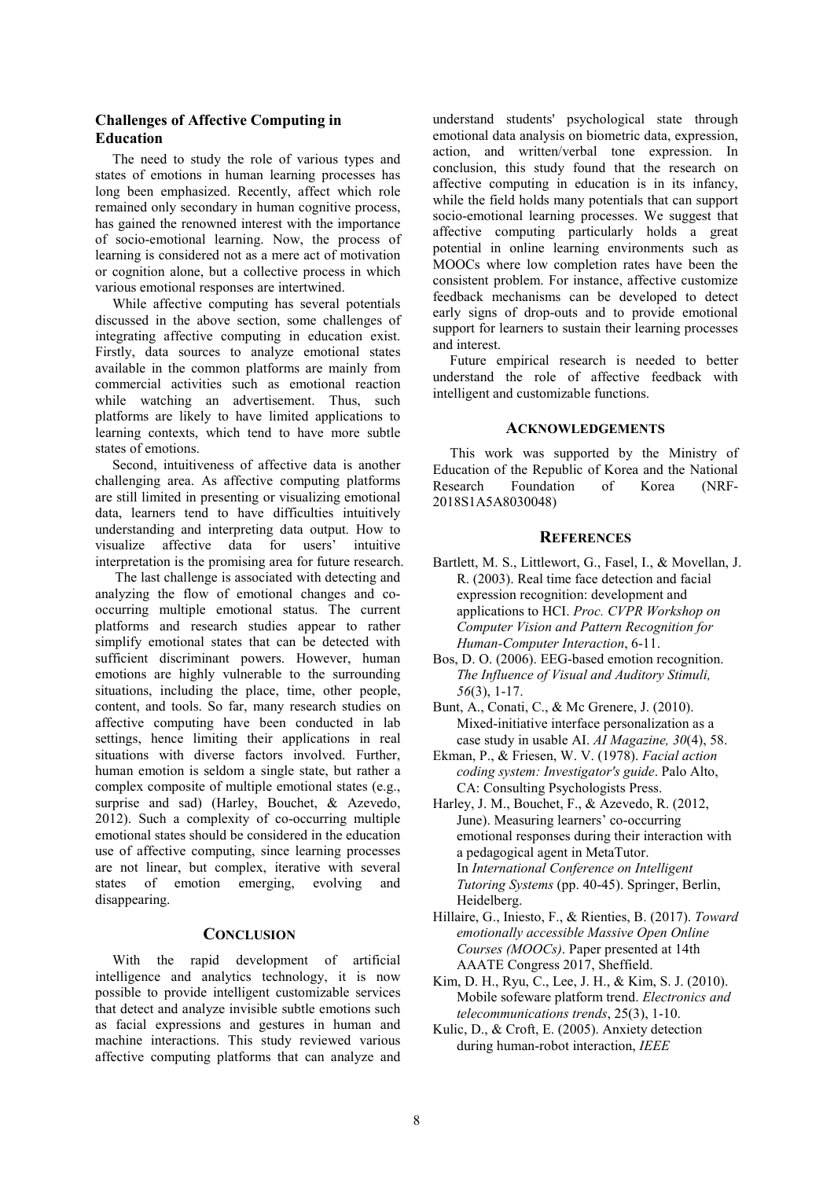## Challenges of Affective Computing in Education

The need to study the role of various types and states of emotions in human learning processes has long been emphasized. Recently, affect which role remained only secondary in human cognitive process, has gained the renowned interest with the importance of socio-emotional learning. Now, the process of learning is considered not as a mere act of motivation or cognition alone, but a collective process in which various emotional responses are intertwined.

While affective computing has several potentials discussed in the above section, some challenges of integrating affective computing in education exist. Firstly, data sources to analyze emotional states available in the common platforms are mainly from commercial activities such as emotional reaction while watching an advertisement. Thus, such platforms are likely to have limited applications to learning contexts, which tend to have more subtle states of emotions.

Second, intuitiveness of affective data is another challenging area. As affective computing platforms are still limited in presenting or visualizing emotional data, learners tend to have difficulties intuitively understanding and interpreting data output. How to visualize affective data for users' intuitive interpretation is the promising area for future research.

The last challenge is associated with detecting and analyzing the flow of emotional changes and co-occurring multiple emotional status. The current platforms and research studies appear to rather simplify emotional states that can be detected with sufficient discriminant powers. However, human emotions are highly vulnerable to the surrounding situations, including the place, time, other people, content, and tools. So far, many research studies on affective computing have been conducted in lab settings, hence limiting their applications in real situations with diverse factors involved. Further, human emotion is seldom a single state, but rather a complex composite of multiple emotional states (e.g., surprise and sad) (Harley, Bouchet, & Azevedo, 2012). Such a complexity of co-occurring multiple emotional states should be considered in the education use of affective computing, since learning processes are not linear, but complex, iterative with several states of emotion emerging, evolving and disappearing.

## Conclusion

With the rapid development of artificial intelligence and analytics technology, it is now possible to provide intelligent customizable services that detect and analyze invisible subtle emotions such as facial expressions and gestures in human and machine interactions. This study reviewed various affective computing platforms that can analyze and understand students' psychological state through emotional data analysis on biometric data, expression, action, and written/verbal tone expression. In conclusion, this study found that the research on affective computing in education is in its infancy, while the field holds many potentials that can support socio-emotional learning processes. We suggest that affective computing particularly holds a great potential in online learning environments such as MOOCs where low completion rates have been the consistent problem. For instance, affective customize feedback mechanisms can be developed to detect early signs of drop-outs and to provide emotional support for learners to sustain their learning processes and interest.

Future empirical research is needed to better understand the role of affective feedback with intelligent and customizable functions.

## Acknowledgements

This work was supported by the Ministry of Education of the Republic of Korea and the National Research Foundation of Korea (NRF-2018S1A5A8030048)

## References

Bartlett, M. S., Littlewort, G., Fasel, I., & Movellan, J. R. (2003). Real time face detection and facial expression recognition: development and applications to HCI. *Proc. CVPR Workshop on Computer Vision and Pattern Recognition for Human-Computer Interaction*, 6-11.

Bos, D. O. (2006). EEG-based emotion recognition. *The Influence of Visual and Auditory Stimuli, 56*(3), 1-17.

Bunt, A., Conati, C., & Mc Grenere, J. (2010). Mixed-initiative interface personalization as a case study in usable AI. *AI Magazine, 30*(4), 58.

Ekman, P., & Friesen, W. V. (1978). *Facial action coding system: Investigator's guide*. Palo Alto, CA: Consulting Psychologists Press.

Harley, J. M., Bouchet, F., & Azevedo, R. (2012, June). Measuring learners' co-occurring emotional responses during their interaction with a pedagogical agent in MetaTutor. In *International Conference on Intelligent Tutoring Systems* (pp. 40-45). Springer, Berlin, Heidelberg.

Hillaire, G., Iniesto, F., & Rienties, B. (2017). *Toward emotionally accessible Massive Open Online Courses (MOOCs)*. Paper presented at 14th AAATE Congress 2017, Sheffield.

Kim, D. H., Ryu, C., Lee, J. H., & Kim, S. J. (2010). Mobile sofeware platform trend. *Electronics and telecommunications trends*, 25(3), 1-10.

Kulic, D., & Croft, E. (2005). Anxiety detection during human-robot interaction, *IEEE*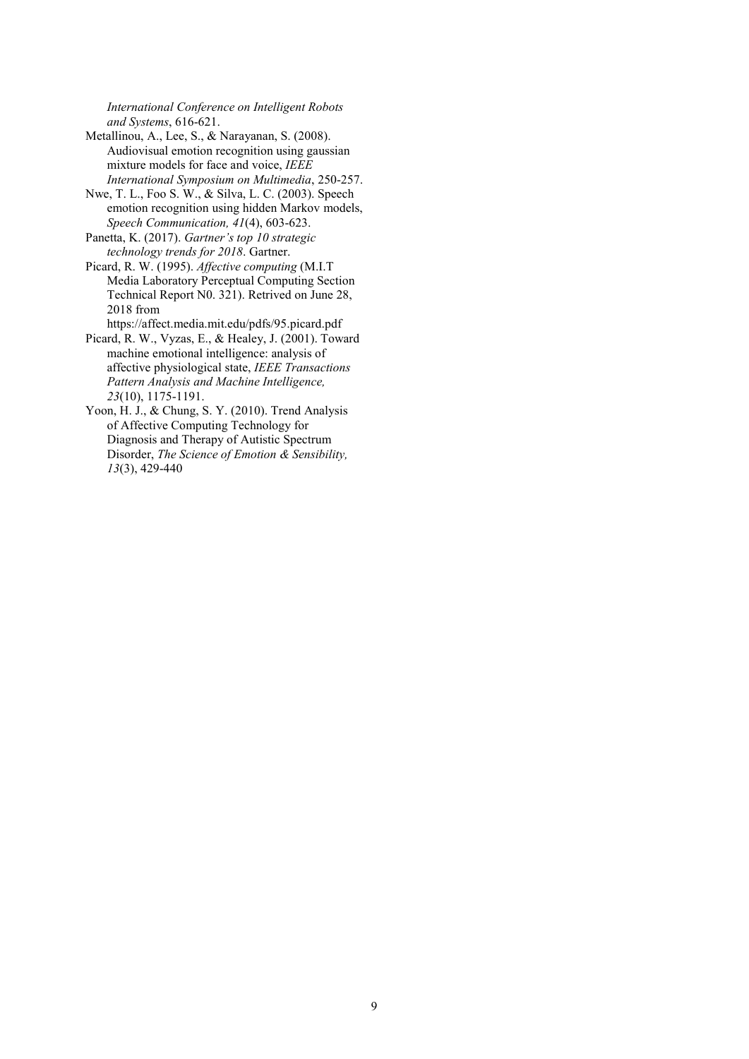*International Conference on Intelligent Robots and Systems*, 616-621.

Metallinou, A., Lee, S., & Narayanan, S. (2008). Audiovisual emotion recognition using gaussian mixture models for face and voice, *IEEE International Symposium on Multimedia*, 250-257.

Nwe, T. L., Foo S. W., & Silva, L. C. (2003). Speech emotion recognition using hidden Markov models, *Speech Communication, 41*(4), 603-623.

Panetta, K. (2017). *Gartner's top 10 strategic technology trends for 2018*. Gartner.

Picard, R. W. (1995). *Affective computing* (M.I.T Media Laboratory Perceptual Computing Section Technical Report N0. 321). Retrived on June 28, 2018 from https://affect.media.mit.edu/pdfs/95.picard.pdf

Picard, R. W., Vyzas, E., & Healey, J. (2001). Toward machine emotional intelligence: analysis of affective physiological state, *IEEE Transactions Pattern Analysis and Machine Intelligence, 23*(10), 1175-1191.

Yoon, H. J., & Chung, S. Y. (2010). Trend Analysis of Affective Computing Technology for Diagnosis and Therapy of Autistic Spectrum Disorder, *The Science of Emotion & Sensibility, 13*(3), 429-440